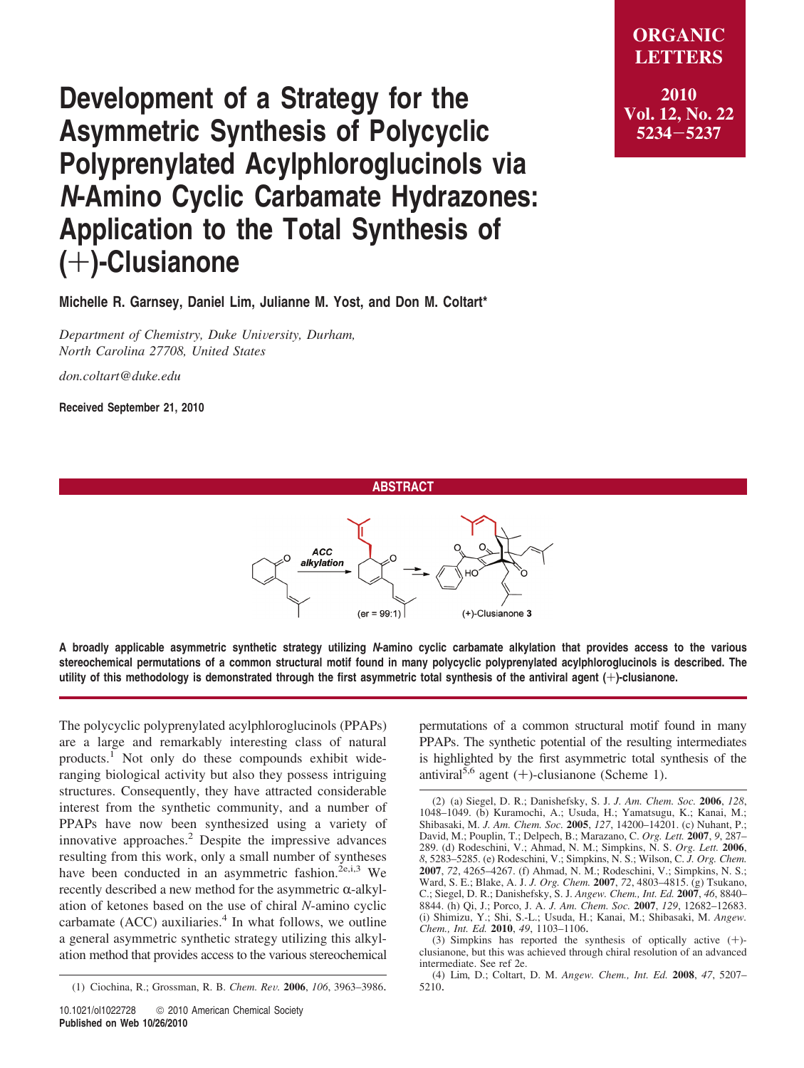# Development of a Strategy for the Asymmetric Synthesis of Polycyclic Polyprenylated Acylphloroglucinols via *N*-Amino Cyclic Carbamate Hydrazones: Application to the Total Synthesis of (+)-Clusianone

**Michelle R. Garnsey, Daniel Lim, Julianne M. Yost, and Don M. Coltart\***

*Department of Chemistry, Duke University, Durham, North Carolina 27708, United States*

*don.coltart@duke.edu*

**Received September 21, 2010**

## ABSTRACT

**A broadly applicable asymmetric synthetic strategy utilizing *N*-amino cyclic carbamate alkylation that provides access to the various stereochemical permutations of a common structural motif found in many polycyclic polyprenylated acylphloroglucinols is described. The utility of this methodology is demonstrated through the first asymmetric total synthesis of the antiviral agent (+)-clusianone.**

The polycyclic polyprenylated acylphloroglucinols (PPAPs) are a large and remarkably interesting class of natural products.[1] Not only do these compounds exhibit wide-ranging biological activity but also they possess intriguing structures. Consequently, they have attracted considerable interest from the synthetic community, and a number of PPAPs have now been synthesized using a variety of innovative approaches.[2] Despite the impressive advances resulting from this work, only a small number of syntheses have been conducted in an asymmetric fashion.[2e,i,3] We recently described a new method for the asymmetric α-alkylation of ketones based on the use of chiral *N*-amino cyclic carbamate (ACC) auxiliaries.[4] In what follows, we outline a general asymmetric synthetic strategy utilizing this alkylation method that provides access to the various stereochemical permutations of a common structural motif found in many PPAPs. The synthetic potential of the resulting intermediates is highlighted by the first asymmetric total synthesis of the antiviral[5,6] agent (+)-clusianone (Scheme 1).

(1) Ciochina, R.; Grossman, R. B. *Chem. Rev.* **2006**, *106*, 3963–3986.

(2) (a) Siegel, D. R.; Danishefsky, S. J. *J. Am. Chem. Soc.* **2006**, *128*, 1048–1049. (b) Kuramochi, A.; Usuda, H.; Yamatsugu, K.; Kanai, M.; Shibasaki, M. *J. Am. Chem. Soc.* **2005**, *127*, 14200–14201. (c) Nuhant, P.; David, M.; Pouplin, T.; Delpech, B.; Marazano, C. *Org. Lett.* **2007**, *9*, 287–289. (d) Rodeschini, V.; Ahmad, N. M.; Simpkins, N. S. *Org. Lett.* **2006**, *8*, 5283–5285. (e) Rodeschini, V.; Simpkins, N. S.; Wilson, C. *J. Org. Chem.* **2007**, *72*, 4265–4267. (f) Ahmad, N. M.; Rodeschini, V.; Simpkins, N. S.; Ward, S. E.; Blake, A. J. *J. Org. Chem.* **2007**, *72*, 4803–4815. (g) Tsukano, C.; Siegel, D. R.; Danishefsky, S. J. *Angew. Chem., Int. Ed.* **2007**, *46*, 8840–8844. (h) Qi, J.; Porco, J. A. *J. Am. Chem. Soc.* **2007**, *129*, 12682–12683. (i) Shimizu, Y.; Shi, S.-L.; Usuda, H.; Kanai, M.; Shibasaki, M. *Angew. Chem., Int. Ed.* **2010**, *49*, 1103–1106.

(3) Simpkins has reported the synthesis of optically active (+)-clusianone, but this was achieved through chiral resolution of an advanced intermediate. See ref 2e.

(4) Lim, D.; Coltart, D. M. *Angew. Chem., Int. Ed.* **2008**, *47*, 5207–5210.

10.1021/ol1022728 © 2010 American Chemical Society
Published on Web 10/26/2010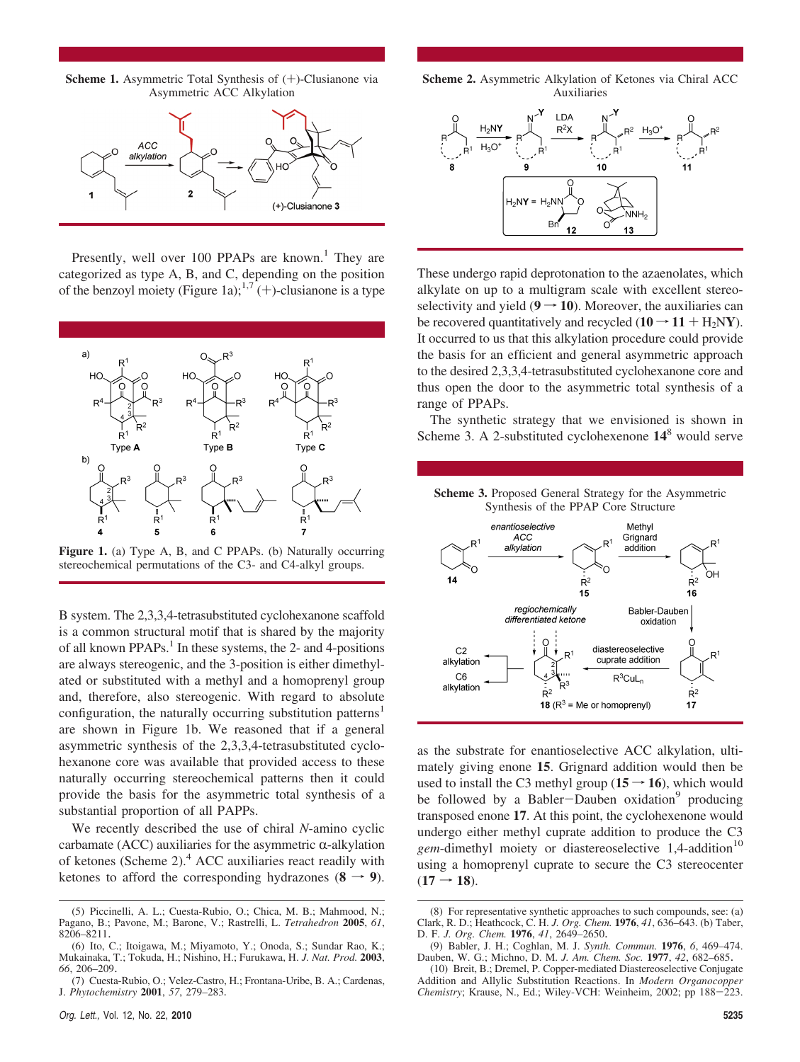**Scheme 1.** Asymmetric Total Synthesis of (+)-Clusianone via Asymmetric ACC Alkylation

Presently, well over 100 PPAPs are known.[1] They are categorized as type A, B, and C, depending on the position of the benzoyl moiety (Figure 1a);[1,7] (+)-clusianone is a type B system. The 2,3,3,4-tetrasubstituted cyclohexanone scaffold is a common structural motif that is shared by the majority of all known PPAPs.[1] In these systems, the 2- and 4-positions are always stereogenic, and the 3-position is either dimethylated or substituted with a methyl and a homoprenyl group and, therefore, also stereogenic. With regard to absolute configuration, the naturally occurring substitution patterns[1] are shown in Figure 1b. We reasoned that if a general asymmetric synthesis of the 2,3,3,4-tetrasubstituted cyclohexanone core was available that provided access to these naturally occurring stereochemical patterns then it could provide the basis for the asymmetric total synthesis of a substantial proportion of all PAPPs.

**Figure 1.** (a) Type A, B, and C PPAPs. (b) Naturally occurring stereochemical permutations of the C3- and C4-alkyl groups.

We recently described the use of chiral *N*-amino cyclic carbamate (ACC) auxiliaries for the asymmetric α-alkylation of ketones (Scheme 2).[4] ACC auxiliaries react readily with ketones to afford the corresponding hydrazones (**8** → **9**). These undergo rapid deprotonation to the azaenolates, which alkylate on up to a multigram scale with excellent stereoselectivity and yield (**9** → **10**). Moreover, the auxiliaries can be recovered quantitatively and recycled (**10** → **11** + $H_2NY$). It occurred to us that this alkylation procedure could provide the basis for an efficient and general asymmetric approach to the desired 2,3,3,4-tetrasubstituted cyclohexanone core and thus open the door to the asymmetric total synthesis of a range of PPAPs.

**Scheme 2.** Asymmetric Alkylation of Ketones via Chiral ACC Auxiliaries

The synthetic strategy that we envisioned is shown in Scheme 3. A 2-substituted cyclohexenone **14**[8] would serve as the substrate for enantioselective ACC alkylation, ultimately giving enone **15**. Grignard addition would then be used to install the C3 methyl group (**15** → **16**), which would be followed by a Babler−Dauben oxidation[9] producing transposed enone **17**. At this point, the cyclohexenone would undergo either methyl cuprate addition to produce the C3 *gem*-dimethyl moiety or diastereoselective 1,4-addition[10] using a homoprenyl cuprate to secure the C3 stereocenter (**17** → **18**).

**Scheme 3.** Proposed General Strategy for the Asymmetric Synthesis of the PPAP Core Structure

(5) Piccinelli, A. L.; Cuesta-Rubio, O.; Chica, M. B.; Mahmood, N.; Pagano, B.; Pavone, M.; Barone, V.; Rastrelli, L. *Tetrahedron* **2005**, *61*, 8206–8211.

(6) Ito, C.; Itoigawa, M.; Miyamoto, Y.; Onoda, S.; Sundar Rao, K.; Mukainaka, T.; Tokuda, H.; Nishino, H.; Furukawa, H. *J. Nat. Prod.* **2003**, *66*, 206–209.

(7) Cuesta-Rubio, O.; Velez-Castro, H.; Frontana-Uribe, B. A.; Cardenas, J. *Phytochemistry* **2001**, *57*, 279–283.

(8) For representative synthetic approaches to such compounds, see: (a) Clark, R. D.; Heathcock, C. H. *J. Org. Chem.* **1976**, *41*, 636–643. (b) Taber, D. F. *J. Org. Chem.* **1976**, *41*, 2649–2650.

(9) Babler, J. H.; Coghlan, M. J. *Synth. Commun.* **1976**, *6*, 469–474. Dauben, W. G.; Michno, D. M. *J. Am. Chem. Soc.* **1977**, *42*, 682–685.

(10) Breit, B.; Dremel, P. Copper-mediated Diastereoselective Conjugate Addition and Allylic Substitution Reactions. In *Modern Organocopper Chemistry*; Krause, N., Ed.; Wiley-VCH: Weinheim, 2002; pp 188−223.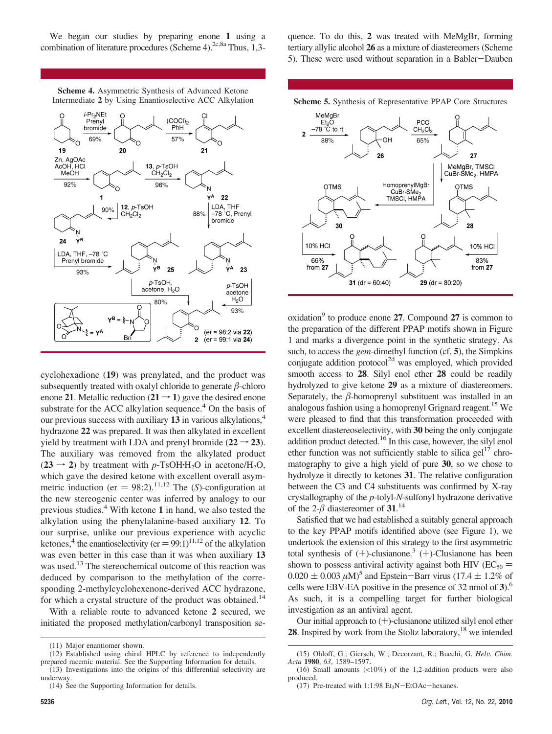We began our studies by preparing enone **1** using a combination of literature procedures (Scheme 4).[2c,8a] Thus, 1,3-cyclohexadione (**19**) was prenylated, and the product was subsequently treated with oxalyl chloride to generate β-chloro enone **21**. Metallic reduction (**21** → **1**) gave the desired enone substrate for the ACC alkylation sequence.[4] On the basis of our previous success with auxiliary **13** in various alkylations,[4] hydrazone **22** was prepared. It was then alkylated in excellent yield by treatment with LDA and prenyl bromide (**22** → **23**). The auxiliary was removed from the alkylated product (**23** → **2**) by treatment with *p*-TsOH·H$_2$O in acetone/H$_2$O, which gave the desired ketone with excellent overall asymmetric induction (er = 98:2).[11,12] The (*S*)-configuration at the new stereogenic center was inferred by analogy to our previous studies.[4] With ketone **1** in hand, we also tested the alkylation using the phenylalanine-based auxiliary **12**. To our surprise, unlike our previous experience with acyclic ketones,[4] the enantioselectivity (er = 99:1)[11,12] of the alkylation was even better in this case than it was when auxiliary **13** was used.[13] The stereochemical outcome of this reaction was deduced by comparison to the methylation of the corresponding 2-methylcyclohexenone-derived ACC hydrazone, for which a crystal structure of the product was obtained.[14]

**Scheme 4.** Asymmetric Synthesis of Advanced Ketone Intermediate **2** by Using Enantioselective ACC Alkylation

With a reliable route to advanced ketone **2** secured, we initiated the proposed methylation/carbonyl transposition sequence. To do this, **2** was treated with MeMgBr, forming tertiary allylic alcohol **26** as a mixture of diastereomers (Scheme 5). These were used without separation in a Babler–Dauben oxidation[9] to produce enone **27**. Compound **27** is common to the preparation of the different PPAP motifs shown in Figure 1 and marks a divergence point in the synthetic strategy. As such, to access the *gem*-dimethyl function (cf. **5**), the Simpkins conjugate addition protocol[2d] was employed, which provided smooth access to **28**. Silyl enol ether **28** could be readily hydrolyzed to give ketone **29** as a mixture of diastereomers. Separately, the β-homoprenyl substituent was installed in an analogous fashion using a homoprenyl Grignard reagent.[15] We were pleased to find that this transformation proceeded with excellent diastereoselectivity, with **30** being the only conjugate addition product detected.[16] In this case, however, the silyl enol ether function was not sufficiently stable to silica gel[17] chromatography to give a high yield of pure **30**, so we chose to hydrolyze it directly to ketones **31**. The relative configuration between the C3 and C4 substituents was confirmed by X-ray crystallography of the *p*-tolyl-*N*-sulfonyl hydrazone derivative of the 2-β diastereomer of **31**.[14]

**Scheme 5.** Synthesis of Representative PPAP Core Structures

Satisfied that we had established a suitably general approach to the key PPAP motifs identified above (see Figure 1), we undertook the extension of this strategy to the first asymmetric total synthesis of (+)-clusianone.[3] (+)-Clusianone has been shown to possess antiviral activity against both HIV (EC$_{50}$ = 0.020 ± 0.003 μM)[5] and Epstein–Barr virus (17.4 ± 1.2% of cells were EBV-EA positive in the presence of 32 nmol of **3**).[6] As such, it is a compelling target for further biological investigation as an antiviral agent.

Our initial approach to (+)-clusianone utilized silyl enol ether **28**. Inspired by work from the Stoltz laboratory,[18] we intended

(11) Major enantiomer shown.

(12) Established using chiral HPLC by reference to independently prepared racemic material. See the Supporting Information for details.

(13) Investigations into the origins of this differential selectivity are underway.

(14) See the Supporting Information for details.

(15) Ohloff, G.; Giersch, W.; Decorzant, R.; Buechi, G. *Helv. Chim. Acta* **1980**, *63*, 1589–1597.

(16) Small amounts (<10%) of the 1,2-addition products were also produced.

(17) Pre-treated with 1:1:98 Et$_3$N–EtOAc–hexanes.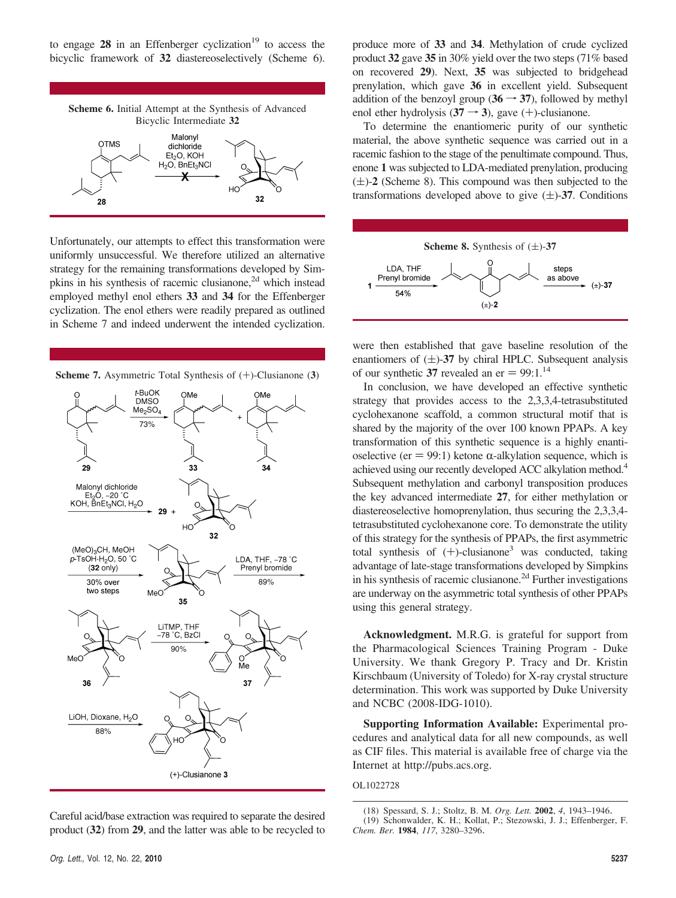to engage **28** in an Effenberger cyclization[19] to access the bicyclic framework of **32** diastereoselectively (Scheme 6).

**Scheme 6.** Initial Attempt at the Synthesis of Advanced Bicyclic Intermediate **32**

OTMS
Malonyl dichloride
$Et_2O$, KOH
$H_2O$, $BnEt_3NCl$
X
28
32
HO

Unfortunately, our attempts to effect this transformation were uniformly unsuccessful. We therefore utilized an alternative strategy for the remaining transformations developed by Simpkins in his synthesis of racemic clusianone,[2d] which instead employed methyl enol ethers **33** and **34** for the Effenberger cyclization. The enol ethers were readily prepared as outlined in Scheme 7 and indeed underwent the intended cyclization.

**Scheme 7.** Asymmetric Total Synthesis of (+)-Clusianone (**3**)

t-BuOK
DMSO
$Me_2SO_4$
73%
29
33
34
OMe
Malonyl dichloride
$Et_2O$, −20 °C
KOH, $BnEt_3NCl$, $H_2O$
29 +
32
$(MeO)_3CH$, MeOH
p-TsOH·$H_2O$, 50 °C
(**32** only)
30% over two steps
35
LDA, THF, −78 °C
Prenyl bromide
89%
36
LiTMP, THF
−78 °C, BzCl
90%
37
LiOH, Dioxane, $H_2O$
88%
(+)-Clusianone **3**

Careful acid/base extraction was required to separate the desired product (**32**) from **29**, and the latter was able to be recycled to produce more of **33** and **34**. Methylation of crude cyclized product **32** gave **35** in 30% yield over the two steps (71% based on recovered **29**). Next, **35** was subjected to bridgehead prenylation, which gave **36** in excellent yield. Subsequent addition of the benzoyl group (**36** → **37**), followed by methyl enol ether hydrolysis (**37** → **3**), gave (+)-clusianone.

To determine the enantiomeric purity of our synthetic material, the above synthetic sequence was carried out in a racemic fashion to the stage of the penultimate compound. Thus, enone **1** was subjected to LDA-mediated prenylation, producing (±)-**2** (Scheme 8). This compound was then subjected to the transformations developed above to give (±)-**37**. Conditions

**Scheme 8.** Synthesis of (±)-**37**

1
LDA, THF
Prenyl bromide
54%
(±)-**2**
steps as above
(±)-**37**

were then established that gave baseline resolution of the enantiomers of (±)-**37** by chiral HPLC. Subsequent analysis of our synthetic **37** revealed an er = 99:1.[14]

In conclusion, we have developed an effective synthetic strategy that provides access to the 2,3,3,4-tetrasubstituted cyclohexanone scaffold, a common structural motif that is shared by the majority of the over 100 known PPAPs. A key transformation of this synthetic sequence is a highly enantioselective (er = 99:1) ketone α-alkylation sequence, which is achieved using our recently developed ACC alkylation method.[4] Subsequent methylation and carbonyl transposition produces the key advanced intermediate **27**, for either methylation or diastereoselective homoprenylation, thus securing the 2,3,3,4-tetrasubstituted cyclohexanone core. To demonstrate the utility of this strategy for the synthesis of PPAPs, the first asymmetric total synthesis of (+)-clusianone[3] was conducted, taking advantage of late-stage transformations developed by Simpkins in his synthesis of racemic clusianone.[2d] Further investigations are underway on the asymmetric total synthesis of other PPAPs using this general strategy.

**Acknowledgment.** M.R.G. is grateful for support from the Pharmacological Sciences Training Program - Duke University. We thank Gregory P. Tracy and Dr. Kristin Kirschbaum (University of Toledo) for X-ray crystal structure determination. This work was supported by Duke University and NCBC (2008-IDG-1010).

**Supporting Information Available:** Experimental procedures and analytical data for all new compounds, as well as CIF files. This material is available free of charge via the Internet at http://pubs.acs.org.

OL1022728

(18) Spessard, S. J.; Stoltz, B. M. *Org. Lett.* **2002**, *4*, 1943–1946.
(19) Schonwalder, K. H.; Kollat, P.; Stezowski, J. J.; Effenberger, F. *Chem. Ber.* **1984**, *117*, 3280–3296.